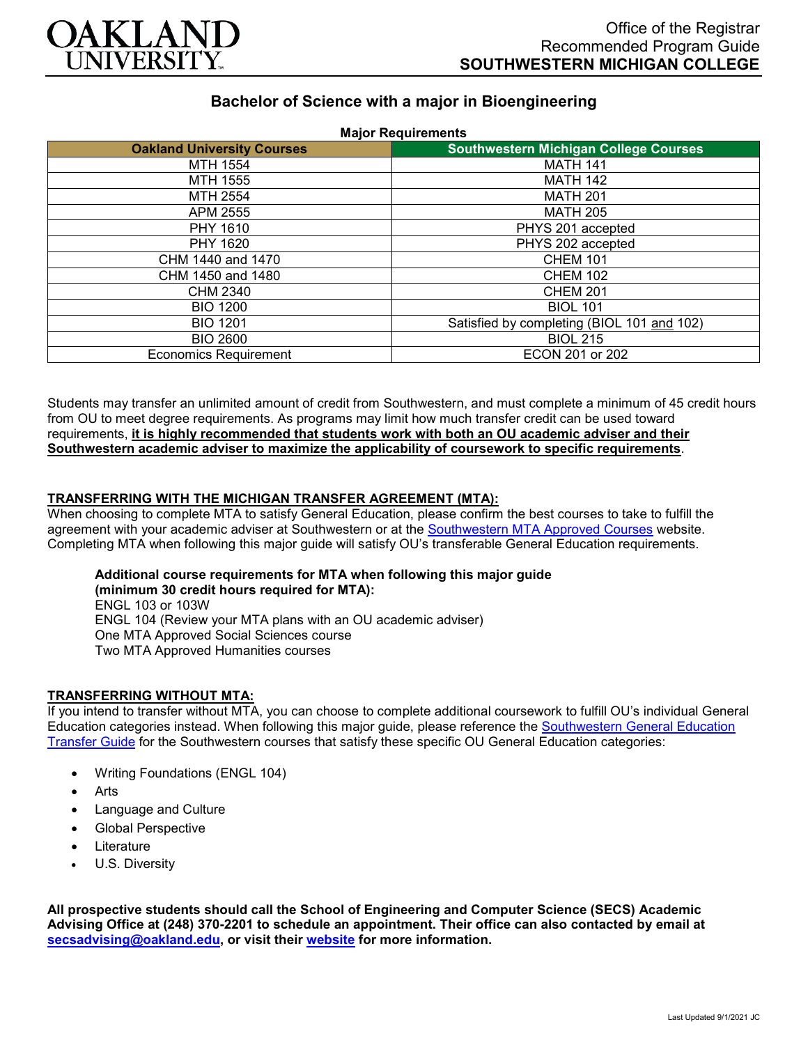OAKLAND UNIVERSITY

Office of the Registrar
Recommended Program Guide
**SOUTHWESTERN MICHIGAN COLLEGE**

## Bachelor of Science with a major in Bioengineering

**Major Requirements**

| Oakland University Courses | Southwestern Michigan College Courses |
|---|---|
| MTH 1554 | MATH 141 |
| MTH 1555 | MATH 142 |
| MTH 2554 | MATH 201 |
| APM 2555 | MATH 205 |
| PHY 1610 | PHYS 201 accepted |
| PHY 1620 | PHYS 202 accepted |
| CHM 1440 and 1470 | CHEM 101 |
| CHM 1450 and 1480 | CHEM 102 |
| CHM 2340 | CHEM 201 |
| BIO 1200 | BIOL 101 |
| BIO 1201 | Satisfied by completing (BIOL 101 and 102) |
| BIO 2600 | BIOL 215 |
| Economics Requirement | ECON 201 or 202 |

Students may transfer an unlimited amount of credit from Southwestern, and must complete a minimum of 45 credit hours from OU to meet degree requirements. As programs may limit how much transfer credit can be used toward requirements, **it is highly recommended that students work with both an OU academic adviser and their Southwestern academic adviser to maximize the applicability of coursework to specific requirements**.

### TRANSFERRING WITH THE MICHIGAN TRANSFER AGREEMENT (MTA):

When choosing to complete MTA to satisfy General Education, please confirm the best courses to take to fulfill the agreement with your academic adviser at Southwestern or at the Southwestern MTA Approved Courses website. Completing MTA when following this major guide will satisfy OU's transferable General Education requirements.

**Additional course requirements for MTA when following this major guide (minimum 30 credit hours required for MTA):**
ENGL 103 or 103W
ENGL 104 (Review your MTA plans with an OU academic adviser)
One MTA Approved Social Sciences course
Two MTA Approved Humanities courses

### TRANSFERRING WITHOUT MTA:

If you intend to transfer without MTA, you can choose to complete additional coursework to fulfill OU's individual General Education categories instead. When following this major guide, please reference the Southwestern General Education Transfer Guide for the Southwestern courses that satisfy these specific OU General Education categories:

- Writing Foundations (ENGL 104)
- Arts
- Language and Culture
- Global Perspective
- Literature
- U.S. Diversity

**All prospective students should call the School of Engineering and Computer Science (SECS) Academic Advising Office at (248) 370-2201 to schedule an appointment. Their office can also contacted by email at secsadvising@oakland.edu, or visit their website for more information.**

Last Updated 9/1/2021 JC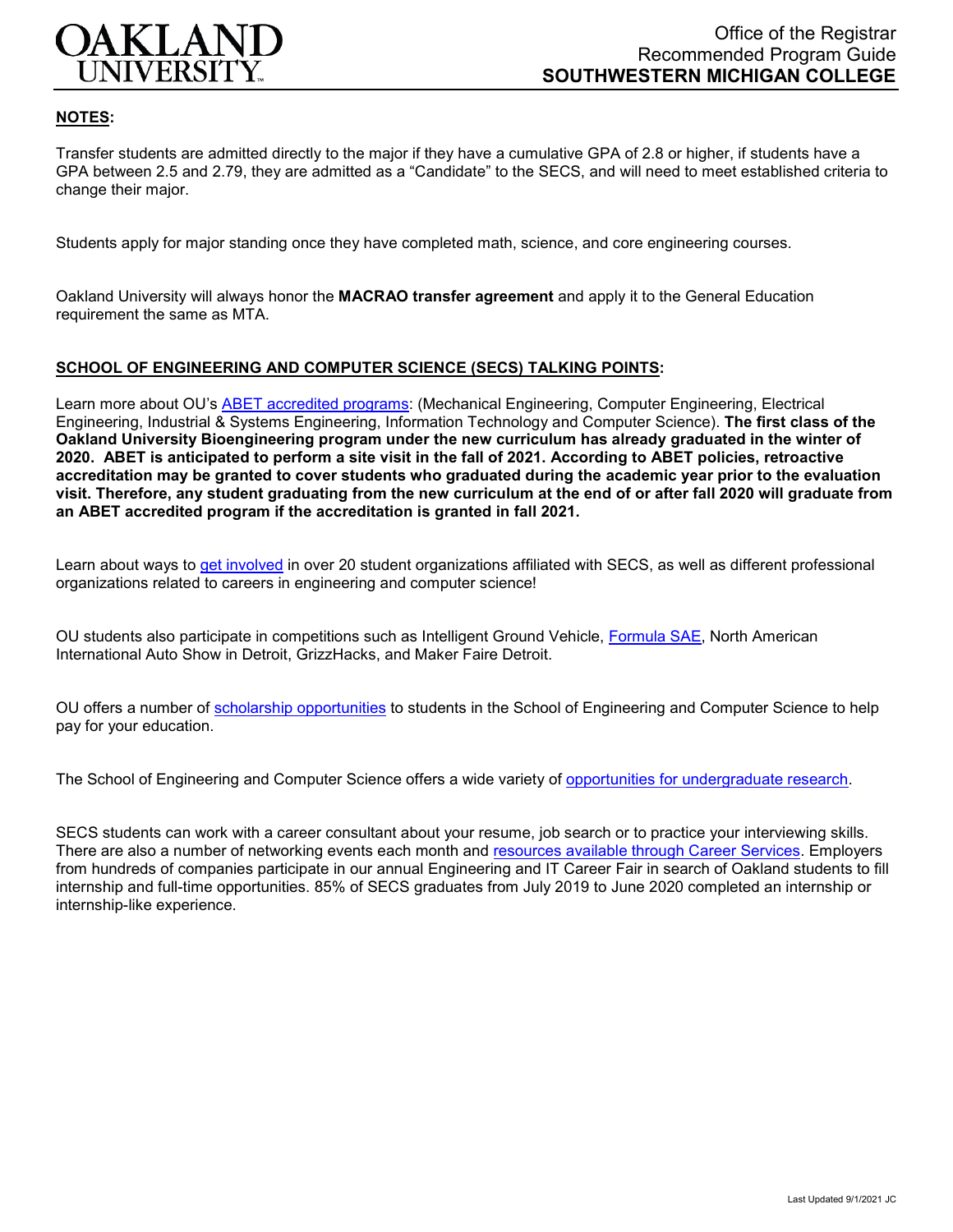**NOTES:**

Transfer students are admitted directly to the major if they have a cumulative GPA of 2.8 or higher, if students have a GPA between 2.5 and 2.79, they are admitted as a "Candidate" to the SECS, and will need to meet established criteria to change their major.

Students apply for major standing once they have completed math, science, and core engineering courses.

Oakland University will always honor the **MACRAO transfer agreement** and apply it to the General Education requirement the same as MTA.

**SCHOOL OF ENGINEERING AND COMPUTER SCIENCE (SECS) TALKING POINTS:**

Learn more about OU's ABET accredited programs: (Mechanical Engineering, Computer Engineering, Electrical Engineering, Industrial & Systems Engineering, Information Technology and Computer Science). **The first class of the Oakland University Bioengineering program under the new curriculum has already graduated in the winter of 2020. ABET is anticipated to perform a site visit in the fall of 2021. According to ABET policies, retroactive accreditation may be granted to cover students who graduated during the academic year prior to the evaluation visit. Therefore, any student graduating from the new curriculum at the end of or after fall 2020 will graduate from an ABET accredited program if the accreditation is granted in fall 2021.**

Learn about ways to get involved in over 20 student organizations affiliated with SECS, as well as different professional organizations related to careers in engineering and computer science!

OU students also participate in competitions such as Intelligent Ground Vehicle, Formula SAE, North American International Auto Show in Detroit, GrizzHacks, and Maker Faire Detroit.

OU offers a number of scholarship opportunities to students in the School of Engineering and Computer Science to help pay for your education.

The School of Engineering and Computer Science offers a wide variety of opportunities for undergraduate research.

SECS students can work with a career consultant about your resume, job search or to practice your interviewing skills. There are also a number of networking events each month and resources available through Career Services. Employers from hundreds of companies participate in our annual Engineering and IT Career Fair in search of Oakland students to fill internship and full-time opportunities. 85% of SECS graduates from July 2019 to June 2020 completed an internship or internship-like experience.

Last Updated 9/1/2021 JC